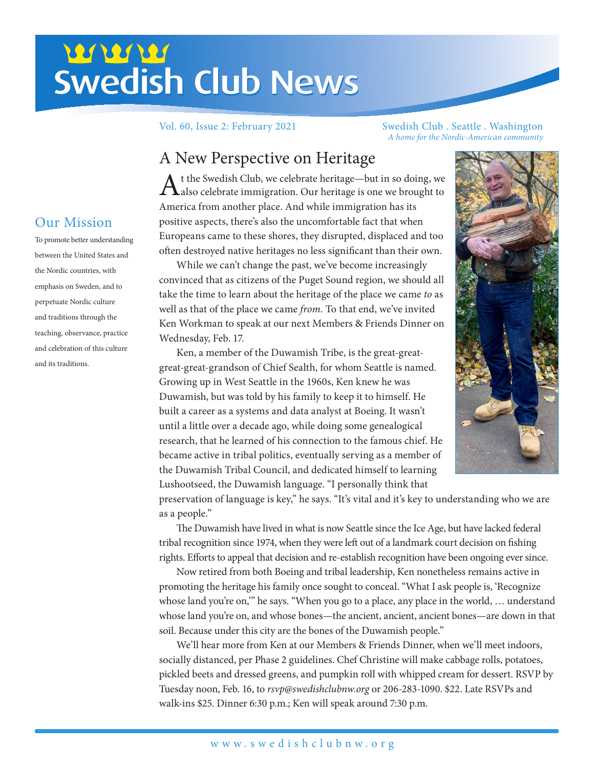# Swedish Club News

Vol. 60, Issue 2: February 2021

Swedish Club . Seattle . Washington
*A home for the Nordic-American community*

## Our Mission

To promote better understanding between the United States and the Nordic countries, with emphasis on Sweden, and to perpetuate Nordic culture and traditions through the teaching, observance, practice and celebration of this culture and its traditions.

## A New Perspective on Heritage

At the Swedish Club, we celebrate heritage—but in so doing, we also celebrate immigration. Our heritage is one we brought to America from another place. And while immigration has its positive aspects, there's also the uncomfortable fact that when Europeans came to these shores, they disrupted, displaced and too often destroyed native heritages no less significant than their own.

While we can't change the past, we've become increasingly convinced that as citizens of the Puget Sound region, we should all take the time to learn about the heritage of the place we came *to* as well as that of the place we came *from*. To that end, we've invited Ken Workman to speak at our next Members & Friends Dinner on Wednesday, Feb. 17.

Ken, a member of the Duwamish Tribe, is the great-great-great-great-grandson of Chief Sealth, for whom Seattle is named. Growing up in West Seattle in the 1960s, Ken knew he was Duwamish, but was told by his family to keep it to himself. He built a career as a systems and data analyst at Boeing. It wasn't until a little over a decade ago, while doing some genealogical research, that he learned of his connection to the famous chief. He became active in tribal politics, eventually serving as a member of the Duwamish Tribal Council, and dedicated himself to learning Lushootseed, the Duwamish language. "I personally think that preservation of language is key," he says. "It's vital and it's key to understanding who we are as a people."

The Duwamish have lived in what is now Seattle since the Ice Age, but have lacked federal tribal recognition since 1974, when they were left out of a landmark court decision on fishing rights. Efforts to appeal that decision and re-establish recognition have been ongoing ever since.

Now retired from both Boeing and tribal leadership, Ken nonetheless remains active in promoting the heritage his family once sought to conceal. "What I ask people is, 'Recognize whose land you're on,'" he says. "When you go to a place, any place in the world, … understand whose land you're on, and whose bones—the ancient, ancient, ancient bones—are down in that soil. Because under this city are the bones of the Duwamish people."

We'll hear more from Ken at our Members & Friends Dinner, when we'll meet indoors, socially distanced, per Phase 2 guidelines. Chef Christine will make cabbage rolls, potatoes, pickled beets and dressed greens, and pumpkin roll with whipped cream for dessert. RSVP by Tuesday noon, Feb. 16, to *rsvp@swedishclubnw.org* or 206-283-1090. $22. Late RSVPs and walk-ins $25. Dinner 6:30 p.m.; Ken will speak around 7:30 p.m.

www.swedishclubnw.org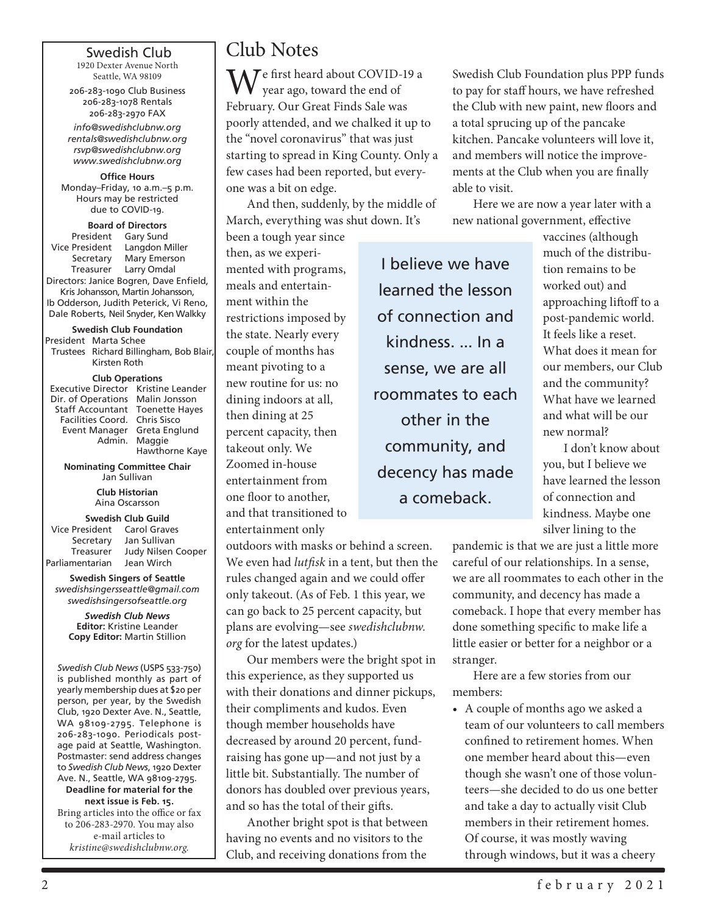## Swedish Club

1920 Dexter Avenue North
Seattle, WA 98109

206-283-1090 Club Business
206-283-1078 Rentals
206-283-2970 FAX

*info@swedishclubnw.org*
*rentals@swedishclubnw.org*
*rsvp@swedishclubnw.org*
*www.swedishclubnw.org*

**Office Hours**
Monday–Friday, 10 a.m.–5 p.m.
Hours may be restricted due to COVID-19.

**Board of Directors**

| | |
|---|---|
| President | Gary Sund |
| Vice President | Langdon Miller |
| Secretary | Mary Emerson |
| Treasurer | Larry Omdal |

Directors: Janice Bogren, Dave Enfield, Kris Johansson, Martin Johansson, Ib Odderson, Judith Peterick, Vi Reno, Dale Roberts, Neil Snyder, Ken Walkky

**Swedish Club Foundation**

| | |
|---|---|
| President | Marta Schee |
| Trustees | Richard Billingham, Bob Blair, Kirsten Roth |

**Club Operations**

| | |
|---|---|
| Executive Director | Kristine Leander |
| Dir. of Operations | Malin Jonsson |
| Staff Accountant | Toenette Hayes |
| Facilities Coord. | Chris Sisco |
| Event Manager | Greta Englund |
| Admin. | Maggie Hawthorne Kaye |

**Nominating Committee Chair**
Jan Sullivan

**Club Historian**
Aina Oscarsson

**Swedish Club Guild**

| | |
|---|---|
| Vice President | Carol Graves |
| Secretary | Jan Sullivan |
| Treasurer | Judy Nilsen Cooper |
| Parliamentarian | Jean Wirch |

**Swedish Singers of Seattle**
*swedishsingersseattle@gmail.com*
*swedishsingersofseattle.org*

***Swedish Club News***
**Editor:** Kristine Leander
**Copy Editor:** Martin Stillion

*Swedish Club News* (USPS 533-750) is published monthly as part of yearly membership dues at $20 per person, per year, by the Swedish Club, 1920 Dexter Ave. N., Seattle, WA 98109-2795. Telephone is 206-283-1090. Periodicals postage paid at Seattle, Washington. Postmaster: send address changes to *Swedish Club News*, 1920 Dexter Ave. N., Seattle, WA 98109-2795.
**Deadline for material for the next issue is Feb. 15.**
Bring articles into the office or fax to 206-283-2970. You may also e-mail articles to *kristine@swedishclubnw.org.*

# Club Notes

We first heard about COVID-19 a year ago, toward the end of February. Our Great Finds Sale was poorly attended, and we chalked it up to the "novel coronavirus" that was just starting to spread in King County. Only a few cases had been reported, but everyone was a bit on edge.

And then, suddenly, by the middle of March, everything was shut down. It's been a tough year since then, as we experimented with programs, meals and entertainment within the restrictions imposed by the state. Nearly every couple of months has meant pivoting to a new routine for us: no dining indoors at all, then dining at 25 percent capacity, then takeout only. We Zoomed in-house entertainment from one floor to another, and that transitioned to entertainment only outdoors with masks or behind a screen. We even had *lutfisk* in a tent, but then the rules changed again and we could offer only takeout. (As of Feb. 1 this year, we can go back to 25 percent capacity, but plans are evolving—see *swedishclubnw.org* for the latest updates.)

Our members were the bright spot in this experience, as they supported us with their donations and dinner pickups, their compliments and kudos. Even though member households have decreased by around 20 percent, fundraising has gone up—and not just by a little bit. Substantially. The number of donors has doubled over previous years, and so has the total of their gifts.

Another bright spot is that between having no events and no visitors to the Club, and receiving donations from the Swedish Club Foundation plus PPP funds to pay for staff hours, we have refreshed the Club with new paint, new floors and a total sprucing up of the pancake kitchen. Pancake volunteers will love it, and members will notice the improvements at the Club when you are finally able to visit.

Here we are now a year later with a new national government, effective vaccines (although much of the distribution remains to be worked out) and approaching liftoff to a post-pandemic world. It feels like a reset. What does it mean for our members, our Club and the community? What have we learned and what will be our new normal?

> I believe we have learned the lesson of connection and kindness. ... In a sense, we are all roommates to each other in the community, and decency has made a comeback.

I don't know about you, but I believe we have learned the lesson of connection and kindness. Maybe one silver lining to the pandemic is that we are just a little more careful of our relationships. In a sense, we are all roommates to each other in the community, and decency has made a comeback. I hope that every member has done something specific to make life a little easier or better for a neighbor or a stranger.

Here are a few stories from our members:

- A couple of months ago we asked a team of our volunteers to call members confined to retirement homes. When one member heard about this—even though she wasn't one of those volunteers—she decided to do us one better and take a day to actually visit Club members in their retirement homes. Of course, it was mostly waving through windows, but it was a cheery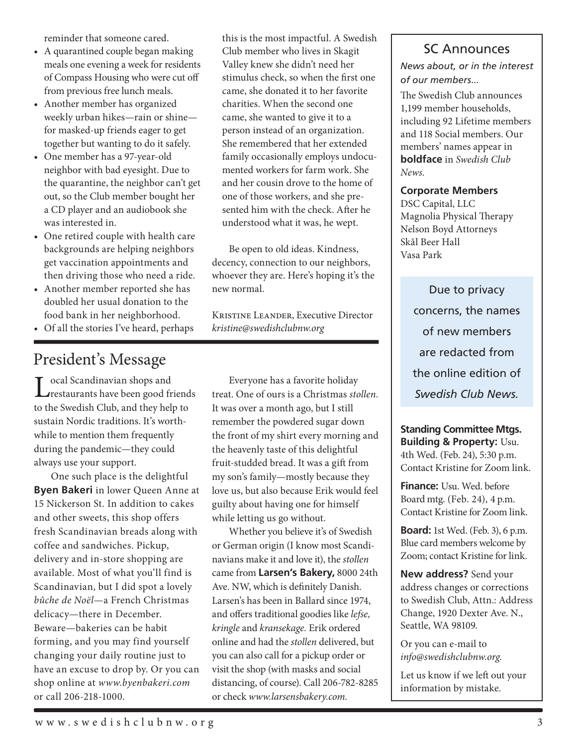reminder that someone cared.

- A quarantined couple began making meals one evening a week for residents of Compass Housing who were cut off from previous free lunch meals.
- Another member has organized weekly urban hikes—rain or shine—for masked-up friends eager to get together but wanting to do it safely.
- One member has a 97-year-old neighbor with bad eyesight. Due to the quarantine, the neighbor can't get out, so the Club member bought her a CD player and an audiobook she was interested in.
- One retired couple with health care backgrounds are helping neighbors get vaccination appointments and then driving those who need a ride.
- Another member reported she has doubled her usual donation to the food bank in her neighborhood.
- Of all the stories I've heard, perhaps this is the most impactful. A Swedish Club member who lives in Skagit Valley knew she didn't need her stimulus check, so when the first one came, she donated it to her favorite charities. When the second one came, she wanted to give it to a person instead of an organization. She remembered that her extended family occasionally employs undocumented workers for farm work. She and her cousin drove to the home of one of those workers, and she presented him with the check. After he understood what it was, he wept.

Be open to old ideas. Kindness, decency, connection to our neighbors, whoever they are. Here's hoping it's the new normal.

Kristine Leander, Executive Director
*kristine@swedishclubnw.org*

## President's Message

Local Scandinavian shops and restaurants have been good friends to the Swedish Club, and they help to sustain Nordic traditions. It's worthwhile to mention them frequently during the pandemic—they could always use your support.

One such place is the delightful **Byen Bakeri** in lower Queen Anne at 15 Nickerson St. In addition to cakes and other sweets, this shop offers fresh Scandinavian breads along with coffee and sandwiches. Pickup, delivery and in-store shopping are available. Most of what you'll find is Scandinavian, but I did spot a lovely *bûche de Noël*—a French Christmas delicacy—there in December. Beware—bakeries can be habit forming, and you may find yourself changing your daily routine just to have an excuse to drop by. Or you can shop online at *www.byenbakeri.com* or call 206-218-1000.

Everyone has a favorite holiday treat. One of ours is a Christmas *stollen.* It was over a month ago, but I still remember the powdered sugar down the front of my shirt every morning and the heavenly taste of this delightful fruit-studded bread. It was a gift from my son's family—mostly because they love us, but also because Erik would feel guilty about having one for himself while letting us go without.

Whether you believe it's of Swedish or German origin (I know most Scandinavians make it and love it), the *stollen* came from **Larsen's Bakery,** 8000 24th Ave. NW, which is definitely Danish. Larsen's has been in Ballard since 1974, and offers traditional goodies like *lefse, kringle* and *kransekage.* Erik ordered online and had the *stollen* delivered, but you can also call for a pickup order or visit the shop (with masks and social distancing, of course). Call 206-782-8285 or check *www.larsensbakery.com.*

## SC Announces

*News about, or in the interest of our members...*

The Swedish Club announces 1,199 member households, including 92 Lifetime members and 118 Social members. Our members' names appear in **boldface** in *Swedish Club News.*

**Corporate Members**
DSC Capital, LLC
Magnolia Physical Therapy
Nelson Boyd Attorneys
Skål Beer Hall
Vasa Park

Due to privacy concerns, the names of new members are redacted from the online edition of *Swedish Club News.*

**Standing Committee Mtgs.**

**Building & Property:** Usu. 4th Wed. (Feb. 24), 5:30 p.m. Contact Kristine for Zoom link.

**Finance:** Usu. Wed. before Board mtg. (Feb. 24), 4 p.m. Contact Kristine for Zoom link.

**Board:** 1st Wed. (Feb. 3), 6 p.m. Blue card members welcome by Zoom; contact Kristine for link.

**New address?** Send your address changes or corrections to Swedish Club, Attn.: Address Change, 1920 Dexter Ave. N., Seattle, WA 98109.

Or you can e-mail to *info@swedishclubnw.org.*

Let us know if we left out your information by mistake.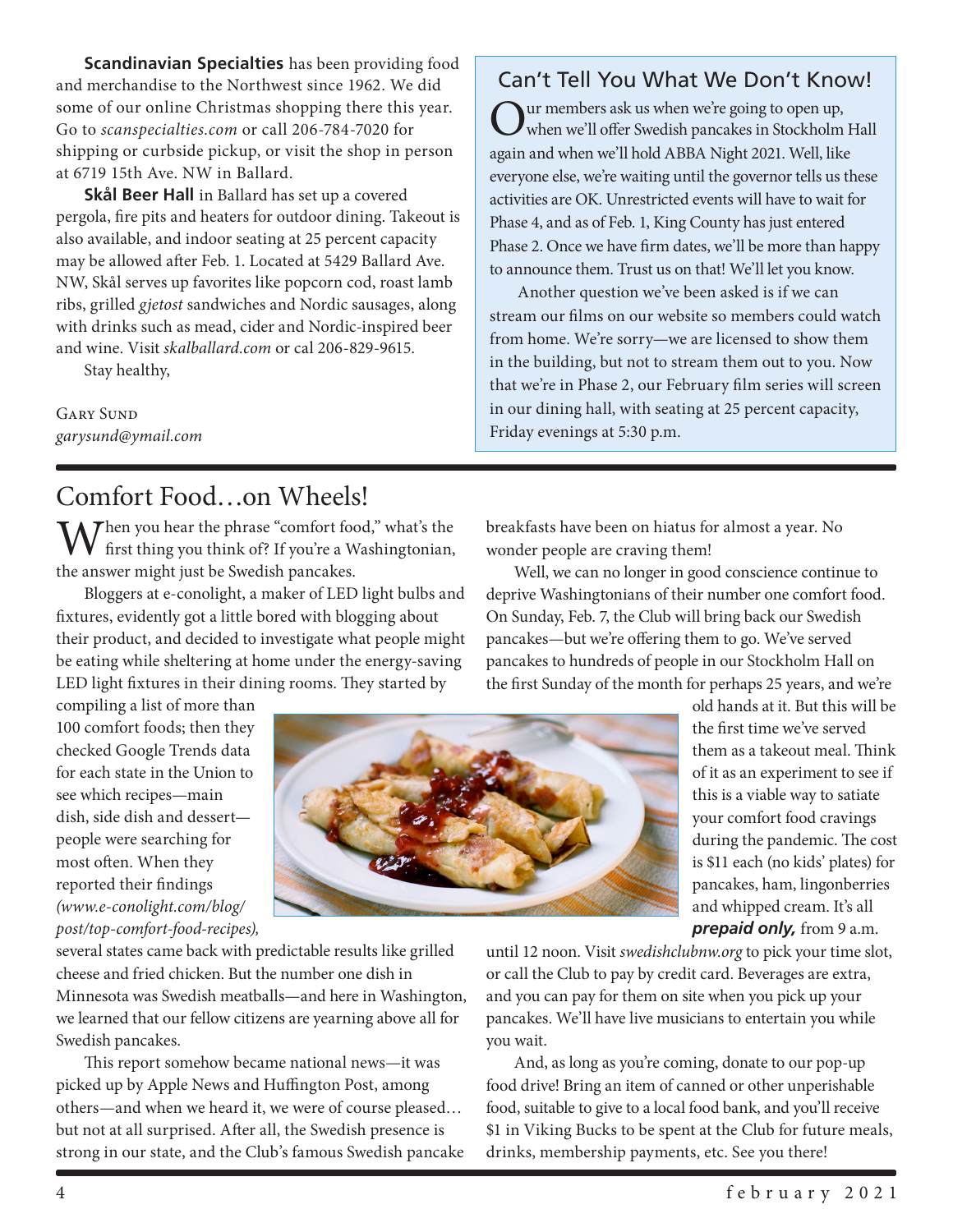**Scandinavian Specialties** has been providing food and merchandise to the Northwest since 1962. We did some of our online Christmas shopping there this year. Go to *scanspecialties.com* or call 206-784-7020 for shipping or curbside pickup, or visit the shop in person at 6719 15th Ave. NW in Ballard.

**Skål Beer Hall** in Ballard has set up a covered pergola, fire pits and heaters for outdoor dining. Takeout is also available, and indoor seating at 25 percent capacity may be allowed after Feb. 1. Located at 5429 Ballard Ave. NW, Skål serves up favorites like popcorn cod, roast lamb ribs, grilled *gjetost* sandwiches and Nordic sausages, along with drinks such as mead, cider and Nordic-inspired beer and wine. Visit *skalballard.com* or cal 206-829-9615.

Stay healthy,

Gary Sund
*garysund@ymail.com*

## Can't Tell You What We Don't Know!

Our members ask us when we're going to open up, when we'll offer Swedish pancakes in Stockholm Hall again and when we'll hold ABBA Night 2021. Well, like everyone else, we're waiting until the governor tells us these activities are OK. Unrestricted events will have to wait for Phase 4, and as of Feb. 1, King County has just entered Phase 2. Once we have firm dates, we'll be more than happy to announce them. Trust us on that! We'll let you know.

Another question we've been asked is if we can stream our films on our website so members could watch from home. We're sorry—we are licensed to show them in the building, but not to stream them out to you. Now that we're in Phase 2, our February film series will screen in our dining hall, with seating at 25 percent capacity, Friday evenings at 5:30 p.m.

# Comfort Food…on Wheels!

When you hear the phrase "comfort food," what's the first thing you think of? If you're a Washingtonian, the answer might just be Swedish pancakes.

Bloggers at e-conolight, a maker of LED light bulbs and fixtures, evidently got a little bored with blogging about their product, and decided to investigate what people might be eating while sheltering at home under the energy-saving LED light fixtures in their dining rooms. They started by compiling a list of more than 100 comfort foods; then they checked Google Trends data for each state in the Union to see which recipes—main dish, side dish and dessert—people were searching for most often. When they reported their findings *(www.e-conolight.com/blog/post/top-comfort-food-recipes),* several states came back with predictable results like grilled cheese and fried chicken. But the number one dish in Minnesota was Swedish meatballs—and here in Washington, we learned that our fellow citizens are yearning above all for Swedish pancakes.

This report somehow became national news—it was picked up by Apple News and Huffington Post, among others—and when we heard it, we were of course pleased… but not at all surprised. After all, the Swedish presence is strong in our state, and the Club's famous Swedish pancake breakfasts have been on hiatus for almost a year. No wonder people are craving them!

Well, we can no longer in good conscience continue to deprive Washingtonians of their number one comfort food. On Sunday, Feb. 7, the Club will bring back our Swedish pancakes—but we're offering them to go. We've served pancakes to hundreds of people in our Stockholm Hall on the first Sunday of the month for perhaps 25 years, and we're old hands at it. But this will be the first time we've served them as a takeout meal. Think of it as an experiment to see if this is a viable way to satiate your comfort food cravings during the pandemic. The cost is $11 each (no kids' plates) for pancakes, ham, lingonberries and whipped cream. It's all ***prepaid only,*** from 9 a.m. until 12 noon. Visit *swedishclubnw.org* to pick your time slot, or call the Club to pay by credit card. Beverages are extra, and you can pay for them on site when you pick up your pancakes. We'll have live musicians to entertain you while you wait.

And, as long as you're coming, donate to our pop-up food drive! Bring an item of canned or other unperishable food, suitable to give to a local food bank, and you'll receive $1 in Viking Bucks to be spent at the Club for future meals, drinks, membership payments, etc. See you there!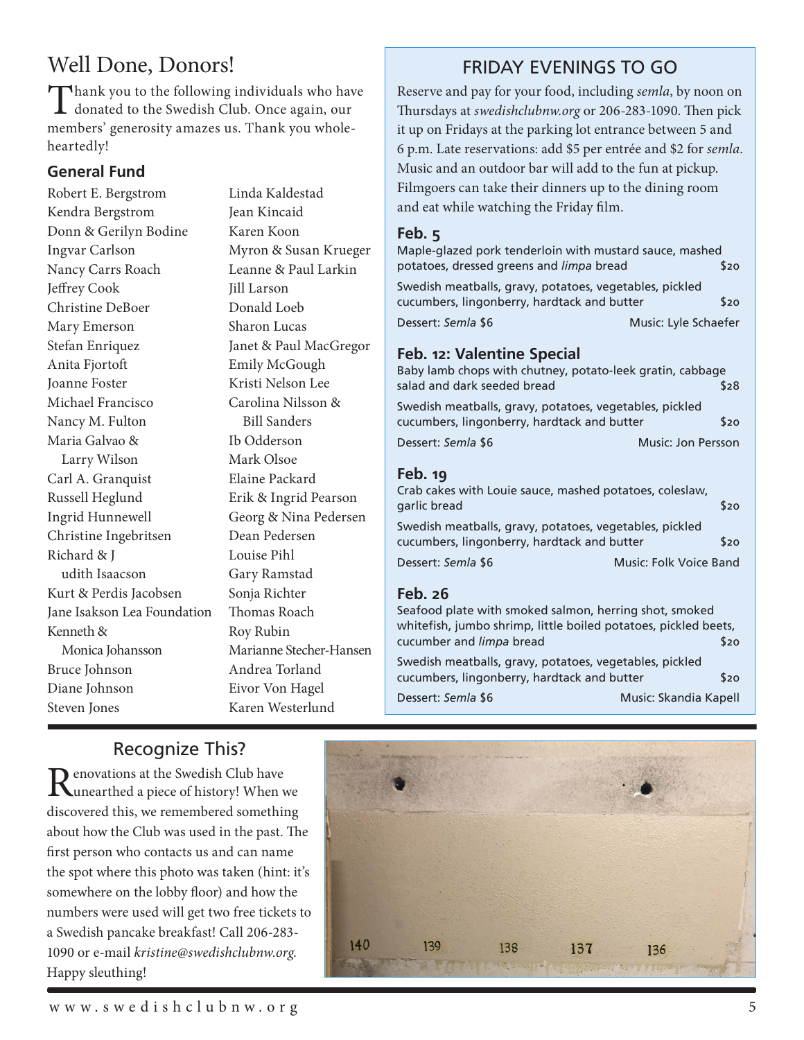## Well Done, Donors!

Thank you to the following individuals who have donated to the Swedish Club. Once again, our members' generosity amazes us. Thank you wholeheartedly!

### General Fund

Robert E. Bergstrom
Kendra Bergstrom
Donn & Gerilyn Bodine
Ingvar Carlson
Nancy Carrs Roach
Jeffrey Cook
Christine DeBoer
Mary Emerson
Stefan Enriquez
Anita Fjortoft
Joanne Foster
Michael Francisco
Nancy M. Fulton
Maria Galvao & Larry Wilson
Carl A. Granquist
Russell Heglund
Ingrid Hunnewell
Christine Ingebritsen
Richard & Judith Isaacson
Kurt & Perdis Jacobsen
Jane Isakson Lea Foundation
Kenneth & Monica Johansson
Bruce Johnson
Diane Johnson
Steven Jones
Linda Kaldestad
Jean Kincaid
Karen Koon
Myron & Susan Krueger
Leanne & Paul Larkin
Jill Larson
Donald Loeb
Sharon Lucas
Janet & Paul MacGregor
Emily McGough
Kristi Nelson Lee
Carolina Nilsson & Bill Sanders
Ib Odderson
Mark Olsoe
Elaine Packard
Erik & Ingrid Pearson
Georg & Nina Pedersen
Dean Pedersen
Louise Pihl
Gary Ramstad
Sonja Richter
Thomas Roach
Roy Rubin
Marianne Stecher-Hansen
Andrea Torland
Eivor Von Hagel
Karen Westerlund

## FRIDAY EVENINGS TO GO

Reserve and pay for your food, including *semla*, by noon on Thursdays at *swedishclubnw.org* or 206-283-1090. Then pick it up on Fridays at the parking lot entrance between 5 and 6 p.m. Late reservations: add $5 per entrée and $2 for *semla*. Music and an outdoor bar will add to the fun at pickup. Filmgoers can take their dinners up to the dining room and eat while watching the Friday film.

### Feb. 5

Maple-glazed pork tenderloin with mustard sauce, mashed potatoes, dressed greens and *limpa* bread — $20

Swedish meatballs, gravy, potatoes, vegetables, pickled cucumbers, lingonberry, hardtack and butter — $20

Dessert: *Semla* $6 — Music: Lyle Schaefer

### Feb. 12: Valentine Special

Baby lamb chops with chutney, potato-leek gratin, cabbage salad and dark seeded bread — $28

Swedish meatballs, gravy, potatoes, vegetables, pickled cucumbers, lingonberry, hardtack and butter — $20

Dessert: *Semla* $6 — Music: Jon Persson

### Feb. 19

Crab cakes with Louie sauce, mashed potatoes, coleslaw, garlic bread — $20

Swedish meatballs, gravy, potatoes, vegetables, pickled cucumbers, lingonberry, hardtack and butter — $20

Dessert: *Semla* $6 — Music: Folk Voice Band

### Feb. 26

Seafood plate with smoked salmon, herring shot, smoked whitefish, jumbo shrimp, little boiled potatoes, pickled beets, cucumber and *limpa* bread — $20

Swedish meatballs, gravy, potatoes, vegetables, pickled cucumbers, lingonberry, hardtack and butter — $20

Dessert: *Semla* $6 — Music: Skandia Kapell

## Recognize This?

Renovations at the Swedish Club have unearthed a piece of history! When we discovered this, we remembered something about how the Club was used in the past. The first person who contacts us and can name the spot where this photo was taken (hint: it's somewhere on the lobby floor) and how the numbers were used will get two free tickets to a Swedish pancake breakfast! Call 206-283-1090 or e-mail *kristine@swedishclubnw.org*. Happy sleuthing!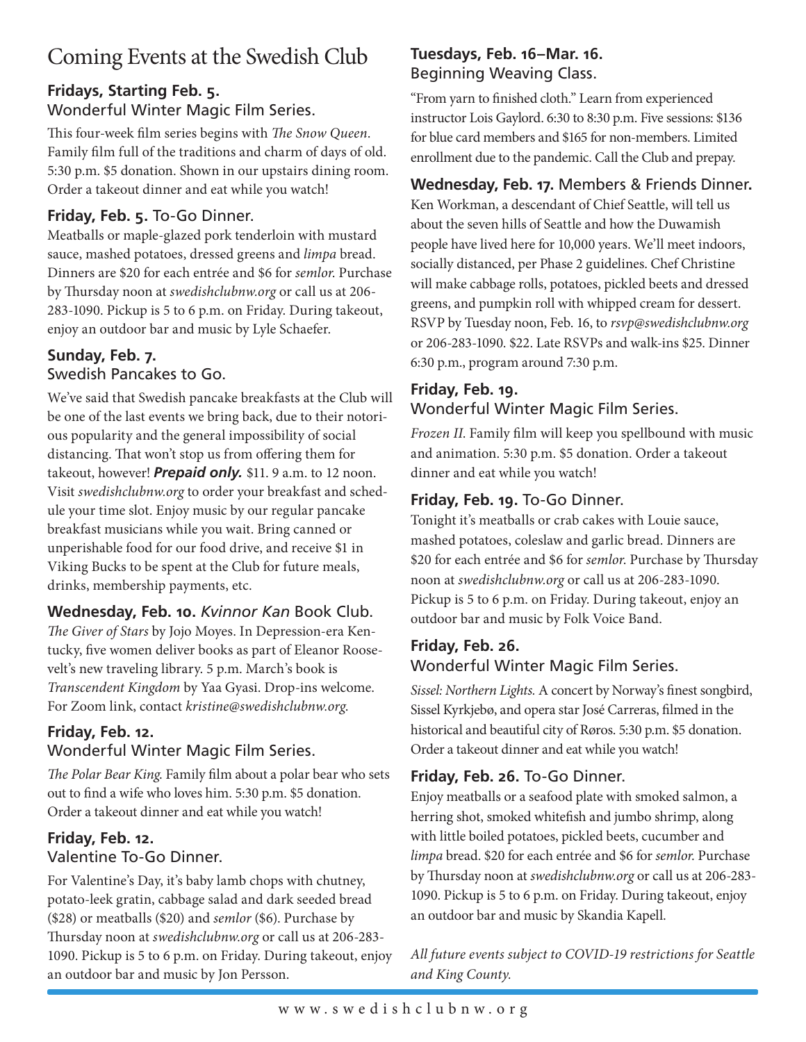# Coming Events at the Swedish Club

### Fridays, Starting Feb. 5.
Wonderful Winter Magic Film Series.

This four-week film series begins with *The Snow Queen*. Family film full of the traditions and charm of days of old. 5:30 p.m. $5 donation. Shown in our upstairs dining room. Order a takeout dinner and eat while you watch!

### Friday, Feb. 5. To-Go Dinner.

Meatballs or maple-glazed pork tenderloin with mustard sauce, mashed potatoes, dressed greens and *limpa* bread. Dinners are $20 for each entrée and $6 for *semlor*. Purchase by Thursday noon at *swedishclubnw.org* or call us at 206-283-1090. Pickup is 5 to 6 p.m. on Friday. During takeout, enjoy an outdoor bar and music by Lyle Schaefer.

### Sunday, Feb. 7.
Swedish Pancakes to Go.

We've said that Swedish pancake breakfasts at the Club will be one of the last events we bring back, due to their notorious popularity and the general impossibility of social distancing. That won't stop us from offering them for takeout, however! ***Prepaid only.*** $11. 9 a.m. to 12 noon. Visit *swedishclubnw.org* to order your breakfast and schedule your time slot. Enjoy music by our regular pancake breakfast musicians while you wait. Bring canned or unperishable food for our food drive, and receive $1 in Viking Bucks to be spent at the Club for future meals, drinks, membership payments, etc.

### Wednesday, Feb. 10. *Kvinnor Kan* Book Club.

*The Giver of Stars* by Jojo Moyes. In Depression-era Kentucky, five women deliver books as part of Eleanor Roosevelt's new traveling library. 5 p.m. March's book is *Transcendent Kingdom* by Yaa Gyasi. Drop-ins welcome. For Zoom link, contact *kristine@swedishclubnw.org*.

### Friday, Feb. 12.
Wonderful Winter Magic Film Series.

*The Polar Bear King*. Family film about a polar bear who sets out to find a wife who loves him. 5:30 p.m. $5 donation. Order a takeout dinner and eat while you watch!

### Friday, Feb. 12.
Valentine To-Go Dinner.

For Valentine's Day, it's baby lamb chops with chutney, potato-leek gratin, cabbage salad and dark seeded bread ($28) or meatballs ($20) and *semlor* ($6). Purchase by Thursday noon at *swedishclubnw.org* or call us at 206-283-1090. Pickup is 5 to 6 p.m. on Friday. During takeout, enjoy an outdoor bar and music by Jon Persson.

### Tuesdays, Feb. 16–Mar. 16.
Beginning Weaving Class.

"From yarn to finished cloth." Learn from experienced instructor Lois Gaylord. 6:30 to 8:30 p.m. Five sessions: $136 for blue card members and $165 for non-members. Limited enrollment due to the pandemic. Call the Club and prepay.

### Wednesday, Feb. 17. Members & Friends Dinner.

Ken Workman, a descendant of Chief Seattle, will tell us about the seven hills of Seattle and how the Duwamish people have lived here for 10,000 years. We'll meet indoors, socially distanced, per Phase 2 guidelines. Chef Christine will make cabbage rolls, potatoes, pickled beets and dressed greens, and pumpkin roll with whipped cream for dessert. RSVP by Tuesday noon, Feb. 16, to *rsvp@swedishclubnw.org* or 206-283-1090. $22. Late RSVPs and walk-ins $25. Dinner 6:30 p.m., program around 7:30 p.m.

### Friday, Feb. 19.
Wonderful Winter Magic Film Series.

*Frozen II*. Family film will keep you spellbound with music and animation. 5:30 p.m. $5 donation. Order a takeout dinner and eat while you watch!

### Friday, Feb. 19. To-Go Dinner.

Tonight it's meatballs or crab cakes with Louie sauce, mashed potatoes, coleslaw and garlic bread. Dinners are $20 for each entrée and $6 for *semlor*. Purchase by Thursday noon at *swedishclubnw.org* or call us at 206-283-1090. Pickup is 5 to 6 p.m. on Friday. During takeout, enjoy an outdoor bar and music by Folk Voice Band.

### Friday, Feb. 26.
Wonderful Winter Magic Film Series.

*Sissel: Northern Lights.* A concert by Norway's finest songbird, Sissel Kyrkjebø, and opera star José Carreras, filmed in the historical and beautiful city of Røros. 5:30 p.m. $5 donation. Order a takeout dinner and eat while you watch!

### Friday, Feb. 26. To-Go Dinner.

Enjoy meatballs or a seafood plate with smoked salmon, a herring shot, smoked whitefish and jumbo shrimp, along with little boiled potatoes, pickled beets, cucumber and *limpa* bread. $20 for each entrée and $6 for *semlor*. Purchase by Thursday noon at *swedishclubnw.org* or call us at 206-283-1090. Pickup is 5 to 6 p.m. on Friday. During takeout, enjoy an outdoor bar and music by Skandia Kapell.

*All future events subject to COVID-19 restrictions for Seattle and King County.*